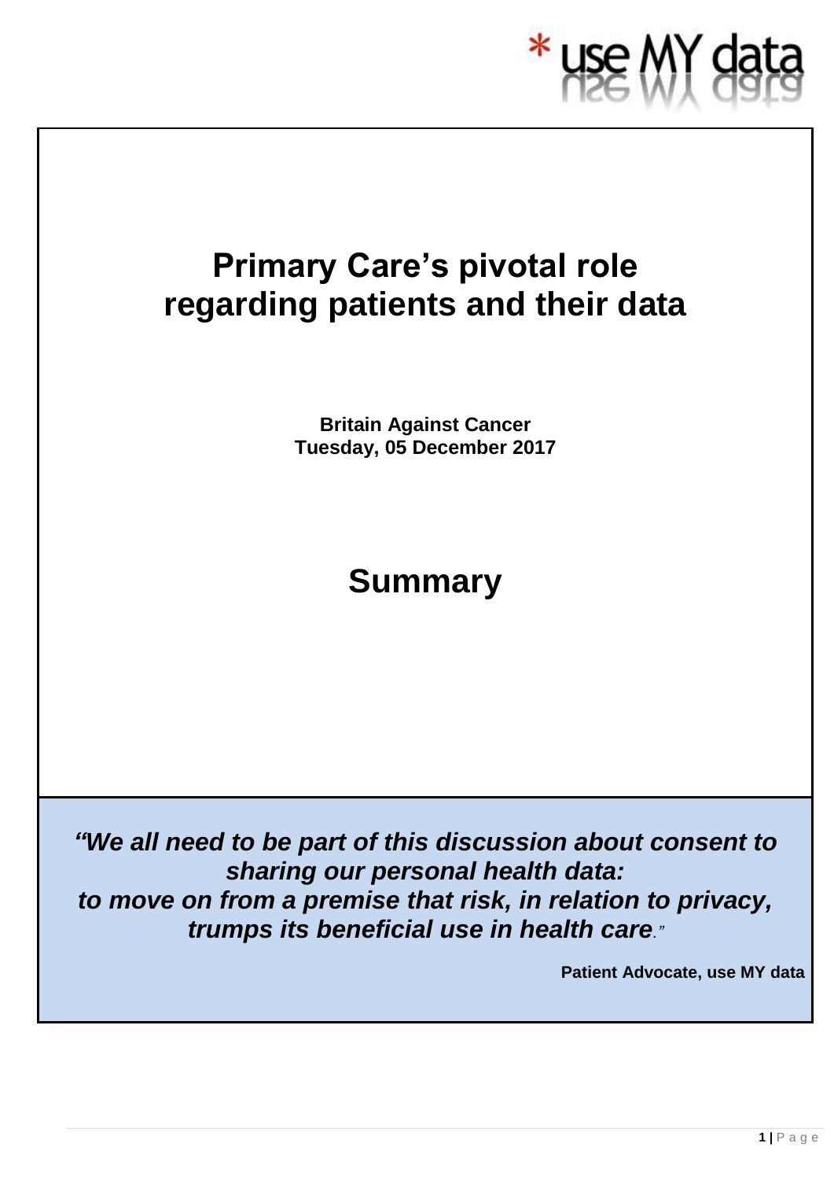*use MY data

# Primary Care's pivotal role regarding patients and their data

**Britain Against Cancer**
**Tuesday, 05 December 2017**

# Summary

***"We all need to be part of this discussion about consent to sharing our personal health data: to move on from a premise that risk, in relation to privacy, trumps its beneficial use in health care."***

**Patient Advocate, use MY data**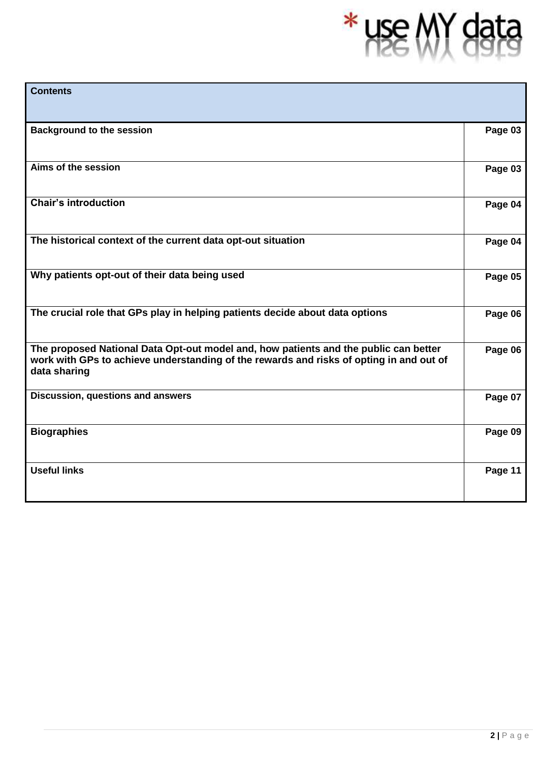| Contents | |
|---|---|
| **Background to the session** | **Page 03** |
| **Aims of the session** | **Page 03** |
| **Chair's introduction** | **Page 04** |
| **The historical context of the current data opt-out situation** | **Page 04** |
| **Why patients opt-out of their data being used** | **Page 05** |
| **The crucial role that GPs play in helping patients decide about data options** | **Page 06** |
| **The proposed National Data Opt-out model and, how patients and the public can better work with GPs to achieve understanding of the rewards and risks of opting in and out of data sharing** | **Page 06** |
| **Discussion, questions and answers** | **Page 07** |
| **Biographies** | **Page 09** |
| **Useful links** | **Page 11** |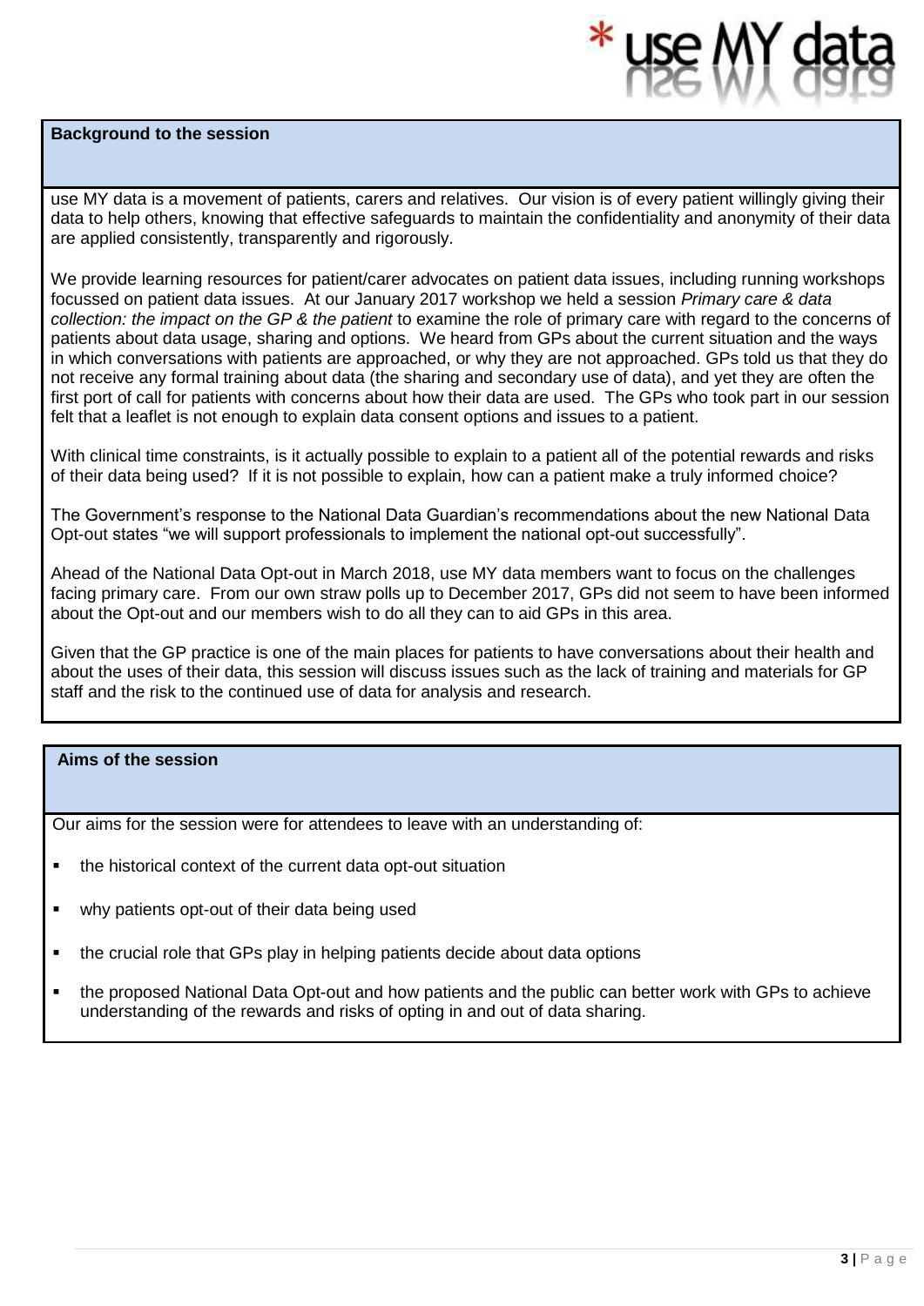## Background to the session

use MY data is a movement of patients, carers and relatives. Our vision is of every patient willingly giving their data to help others, knowing that effective safeguards to maintain the confidentiality and anonymity of their data are applied consistently, transparently and rigorously.

We provide learning resources for patient/carer advocates on patient data issues, including running workshops focussed on patient data issues. At our January 2017 workshop we held a session *Primary care & data collection: the impact on the GP & the patient* to examine the role of primary care with regard to the concerns of patients about data usage, sharing and options. We heard from GPs about the current situation and the ways in which conversations with patients are approached, or why they are not approached. GPs told us that they do not receive any formal training about data (the sharing and secondary use of data), and yet they are often the first port of call for patients with concerns about how their data are used. The GPs who took part in our session felt that a leaflet is not enough to explain data consent options and issues to a patient.

With clinical time constraints, is it actually possible to explain to a patient all of the potential rewards and risks of their data being used? If it is not possible to explain, how can a patient make a truly informed choice?

The Government's response to the National Data Guardian's recommendations about the new National Data Opt-out states "we will support professionals to implement the national opt-out successfully".

Ahead of the National Data Opt-out in March 2018, use MY data members want to focus on the challenges facing primary care. From our own straw polls up to December 2017, GPs did not seem to have been informed about the Opt-out and our members wish to do all they can to aid GPs in this area.

Given that the GP practice is one of the main places for patients to have conversations about their health and about the uses of their data, this session will discuss issues such as the lack of training and materials for GP staff and the risk to the continued use of data for analysis and research.

## Aims of the session

Our aims for the session were for attendees to leave with an understanding of:

- the historical context of the current data opt-out situation
- why patients opt-out of their data being used
- the crucial role that GPs play in helping patients decide about data options
- the proposed National Data Opt-out and how patients and the public can better work with GPs to achieve understanding of the rewards and risks of opting in and out of data sharing.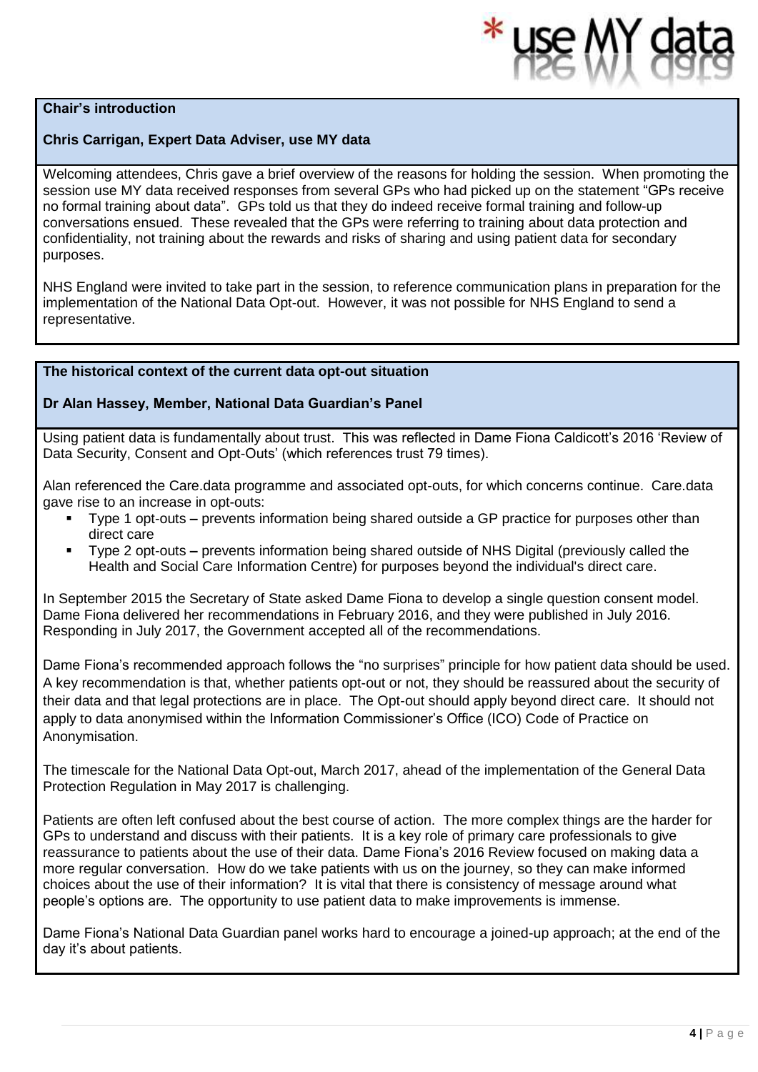**Chair's introduction**

**Chris Carrigan, Expert Data Adviser, use MY data**

Welcoming attendees, Chris gave a brief overview of the reasons for holding the session. When promoting the session use MY data received responses from several GPs who had picked up on the statement "GPs receive no formal training about data". GPs told us that they do indeed receive formal training and follow-up conversations ensued. These revealed that the GPs were referring to training about data protection and confidentiality, not training about the rewards and risks of sharing and using patient data for secondary purposes.

NHS England were invited to take part in the session, to reference communication plans in preparation for the implementation of the National Data Opt-out. However, it was not possible for NHS England to send a representative.

**The historical context of the current data opt-out situation**

**Dr Alan Hassey, Member, National Data Guardian's Panel**

Using patient data is fundamentally about trust. This was reflected in Dame Fiona Caldicott's 2016 'Review of Data Security, Consent and Opt-Outs' (which references trust 79 times).

Alan referenced the Care.data programme and associated opt-outs, for which concerns continue. Care.data gave rise to an increase in opt-outs:

- Type 1 opt-outs **–** prevents information being shared outside a GP practice for purposes other than direct care
- Type 2 opt-outs **–** prevents information being shared outside of NHS Digital (previously called the Health and Social Care Information Centre) for purposes beyond the individual's direct care.

In September 2015 the Secretary of State asked Dame Fiona to develop a single question consent model. Dame Fiona delivered her recommendations in February 2016, and they were published in July 2016. Responding in July 2017, the Government accepted all of the recommendations.

Dame Fiona's recommended approach follows the "no surprises" principle for how patient data should be used. A key recommendation is that, whether patients opt-out or not, they should be reassured about the security of their data and that legal protections are in place. The Opt-out should apply beyond direct care. It should not apply to data anonymised within the Information Commissioner's Office (ICO) Code of Practice on Anonymisation.

The timescale for the National Data Opt-out, March 2017, ahead of the implementation of the General Data Protection Regulation in May 2017 is challenging.

Patients are often left confused about the best course of action. The more complex things are the harder for GPs to understand and discuss with their patients. It is a key role of primary care professionals to give reassurance to patients about the use of their data. Dame Fiona's 2016 Review focused on making data a more regular conversation. How do we take patients with us on the journey, so they can make informed choices about the use of their information? It is vital that there is consistency of message around what people's options are. The opportunity to use patient data to make improvements is immense.

Dame Fiona's National Data Guardian panel works hard to encourage a joined-up approach; at the end of the day it's about patients.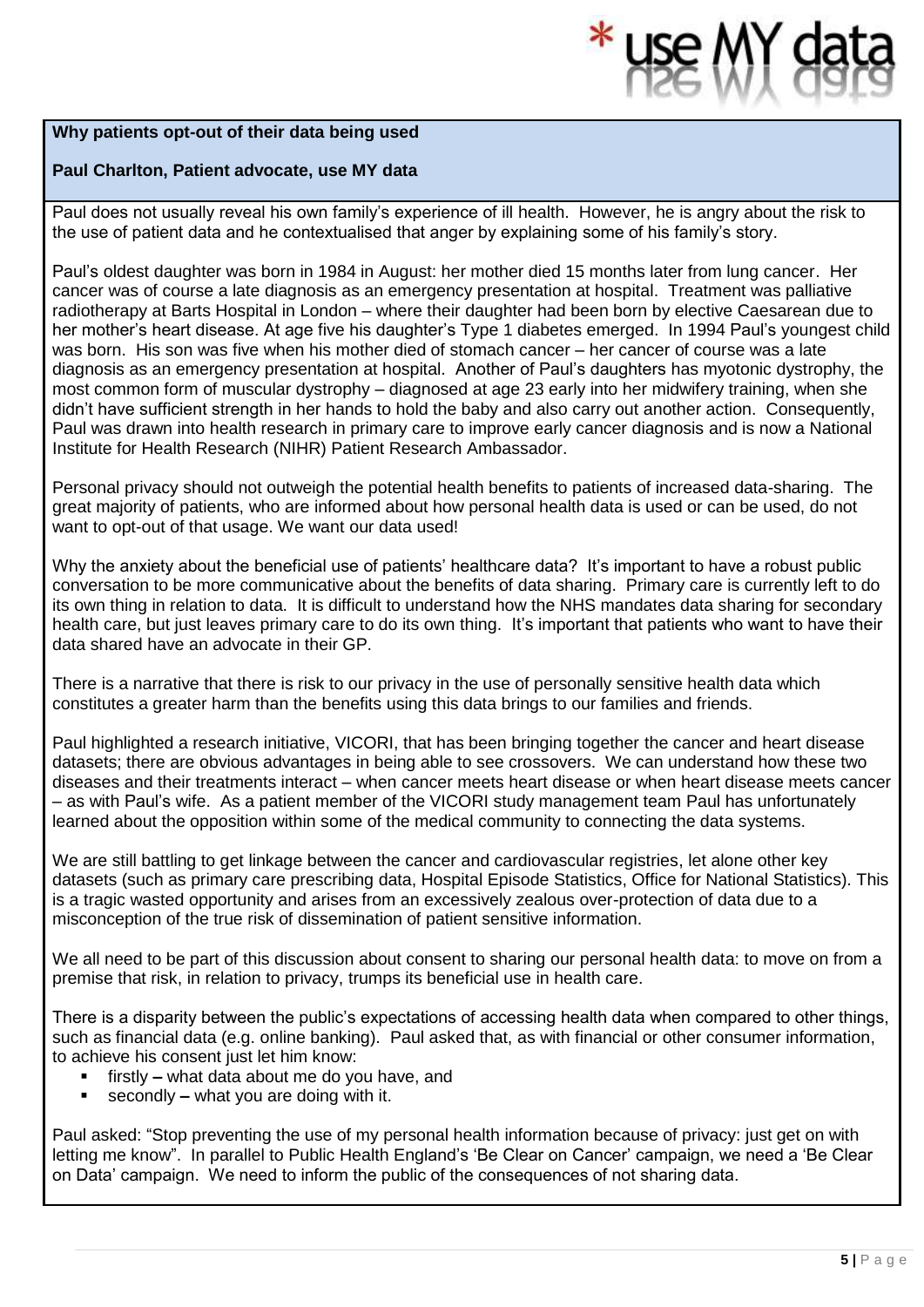**Why patients opt-out of their data being used**

**Paul Charlton, Patient advocate, use MY data**

Paul does not usually reveal his own family's experience of ill health. However, he is angry about the risk to the use of patient data and he contextualised that anger by explaining some of his family's story.

Paul's oldest daughter was born in 1984 in August: her mother died 15 months later from lung cancer. Her cancer was of course a late diagnosis as an emergency presentation at hospital. Treatment was palliative radiotherapy at Barts Hospital in London – where their daughter had been born by elective Caesarean due to her mother's heart disease. At age five his daughter's Type 1 diabetes emerged. In 1994 Paul's youngest child was born. His son was five when his mother died of stomach cancer – her cancer of course was a late diagnosis as an emergency presentation at hospital. Another of Paul's daughters has myotonic dystrophy, the most common form of muscular dystrophy – diagnosed at age 23 early into her midwifery training, when she didn't have sufficient strength in her hands to hold the baby and also carry out another action. Consequently, Paul was drawn into health research in primary care to improve early cancer diagnosis and is now a National Institute for Health Research (NIHR) Patient Research Ambassador.

Personal privacy should not outweigh the potential health benefits to patients of increased data-sharing. The great majority of patients, who are informed about how personal health data is used or can be used, do not want to opt-out of that usage. We want our data used!

Why the anxiety about the beneficial use of patients' healthcare data? It's important to have a robust public conversation to be more communicative about the benefits of data sharing. Primary care is currently left to do its own thing in relation to data. It is difficult to understand how the NHS mandates data sharing for secondary health care, but just leaves primary care to do its own thing. It's important that patients who want to have their data shared have an advocate in their GP.

There is a narrative that there is risk to our privacy in the use of personally sensitive health data which constitutes a greater harm than the benefits using this data brings to our families and friends.

Paul highlighted a research initiative, VICORI, that has been bringing together the cancer and heart disease datasets; there are obvious advantages in being able to see crossovers. We can understand how these two diseases and their treatments interact – when cancer meets heart disease or when heart disease meets cancer – as with Paul's wife. As a patient member of the VICORI study management team Paul has unfortunately learned about the opposition within some of the medical community to connecting the data systems.

We are still battling to get linkage between the cancer and cardiovascular registries, let alone other key datasets (such as primary care prescribing data, Hospital Episode Statistics, Office for National Statistics). This is a tragic wasted opportunity and arises from an excessively zealous over-protection of data due to a misconception of the true risk of dissemination of patient sensitive information.

We all need to be part of this discussion about consent to sharing our personal health data: to move on from a premise that risk, in relation to privacy, trumps its beneficial use in health care.

There is a disparity between the public's expectations of accessing health data when compared to other things, such as financial data (e.g. online banking). Paul asked that, as with financial or other consumer information, to achieve his consent just let him know:

- firstly **–** what data about me do you have, and
- secondly **–** what you are doing with it.

Paul asked: "Stop preventing the use of my personal health information because of privacy: just get on with letting me know". In parallel to Public Health England's 'Be Clear on Cancer' campaign, we need a 'Be Clear on Data' campaign. We need to inform the public of the consequences of not sharing data.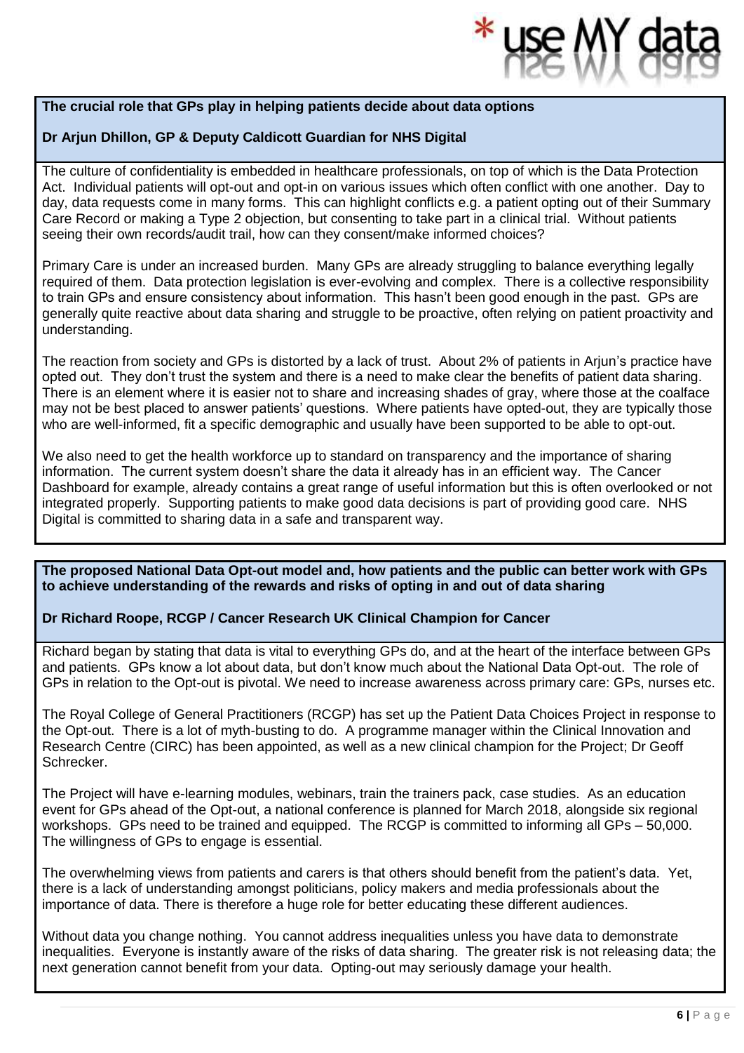**The crucial role that GPs play in helping patients decide about data options**

**Dr Arjun Dhillon, GP & Deputy Caldicott Guardian for NHS Digital**

The culture of confidentiality is embedded in healthcare professionals, on top of which is the Data Protection Act. Individual patients will opt-out and opt-in on various issues which often conflict with one another. Day to day, data requests come in many forms. This can highlight conflicts e.g. a patient opting out of their Summary Care Record or making a Type 2 objection, but consenting to take part in a clinical trial. Without patients seeing their own records/audit trail, how can they consent/make informed choices?

Primary Care is under an increased burden. Many GPs are already struggling to balance everything legally required of them. Data protection legislation is ever-evolving and complex. There is a collective responsibility to train GPs and ensure consistency about information. This hasn't been good enough in the past. GPs are generally quite reactive about data sharing and struggle to be proactive, often relying on patient proactivity and understanding.

The reaction from society and GPs is distorted by a lack of trust. About 2% of patients in Arjun's practice have opted out. They don't trust the system and there is a need to make clear the benefits of patient data sharing. There is an element where it is easier not to share and increasing shades of gray, where those at the coalface may not be best placed to answer patients' questions. Where patients have opted-out, they are typically those who are well-informed, fit a specific demographic and usually have been supported to be able to opt-out.

We also need to get the health workforce up to standard on transparency and the importance of sharing information. The current system doesn't share the data it already has in an efficient way. The Cancer Dashboard for example, already contains a great range of useful information but this is often overlooked or not integrated properly. Supporting patients to make good data decisions is part of providing good care. NHS Digital is committed to sharing data in a safe and transparent way.

**The proposed National Data Opt-out model and, how patients and the public can better work with GPs to achieve understanding of the rewards and risks of opting in and out of data sharing**

**Dr Richard Roope, RCGP / Cancer Research UK Clinical Champion for Cancer**

Richard began by stating that data is vital to everything GPs do, and at the heart of the interface between GPs and patients. GPs know a lot about data, but don't know much about the National Data Opt-out. The role of GPs in relation to the Opt-out is pivotal. We need to increase awareness across primary care: GPs, nurses etc.

The Royal College of General Practitioners (RCGP) has set up the Patient Data Choices Project in response to the Opt-out. There is a lot of myth-busting to do. A programme manager within the Clinical Innovation and Research Centre (CIRC) has been appointed, as well as a new clinical champion for the Project; Dr Geoff Schrecker.

The Project will have e-learning modules, webinars, train the trainers pack, case studies. As an education event for GPs ahead of the Opt-out, a national conference is planned for March 2018, alongside six regional workshops. GPs need to be trained and equipped. The RCGP is committed to informing all GPs – 50,000. The willingness of GPs to engage is essential.

The overwhelming views from patients and carers is that others should benefit from the patient's data. Yet, there is a lack of understanding amongst politicians, policy makers and media professionals about the importance of data. There is therefore a huge role for better educating these different audiences.

Without data you change nothing. You cannot address inequalities unless you have data to demonstrate inequalities. Everyone is instantly aware of the risks of data sharing. The greater risk is not releasing data; the next generation cannot benefit from your data. Opting-out may seriously damage your health.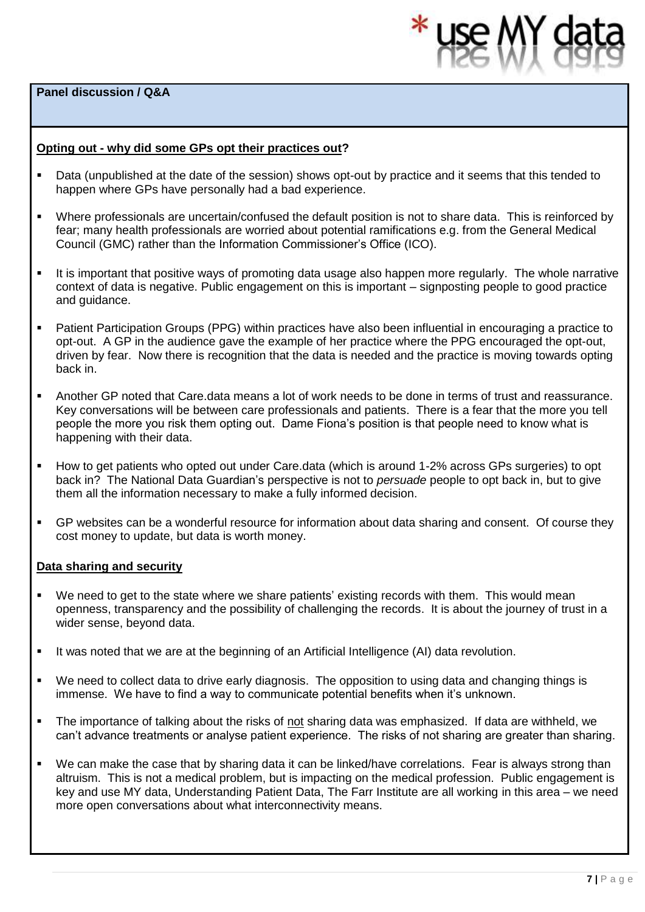## Panel discussion / Q&A

**Opting out - why did some GPs opt their practices out?**

- Data (unpublished at the date of the session) shows opt-out by practice and it seems that this tended to happen where GPs have personally had a bad experience.
- Where professionals are uncertain/confused the default position is not to share data. This is reinforced by fear; many health professionals are worried about potential ramifications e.g. from the General Medical Council (GMC) rather than the Information Commissioner's Office (ICO).
- It is important that positive ways of promoting data usage also happen more regularly. The whole narrative context of data is negative. Public engagement on this is important – signposting people to good practice and guidance.
- Patient Participation Groups (PPG) within practices have also been influential in encouraging a practice to opt-out. A GP in the audience gave the example of her practice where the PPG encouraged the opt-out, driven by fear. Now there is recognition that the data is needed and the practice is moving towards opting back in.
- Another GP noted that Care.data means a lot of work needs to be done in terms of trust and reassurance. Key conversations will be between care professionals and patients. There is a fear that the more you tell people the more you risk them opting out. Dame Fiona's position is that people need to know what is happening with their data.
- How to get patients who opted out under Care.data (which is around 1-2% across GPs surgeries) to opt back in? The National Data Guardian's perspective is not to *persuade* people to opt back in, but to give them all the information necessary to make a fully informed decision.
- GP websites can be a wonderful resource for information about data sharing and consent. Of course they cost money to update, but data is worth money.

**Data sharing and security**

- We need to get to the state where we share patients' existing records with them. This would mean openness, transparency and the possibility of challenging the records. It is about the journey of trust in a wider sense, beyond data.
- It was noted that we are at the beginning of an Artificial Intelligence (AI) data revolution.
- We need to collect data to drive early diagnosis. The opposition to using data and changing things is immense. We have to find a way to communicate potential benefits when it's unknown.
- The importance of talking about the risks of not sharing data was emphasized. If data are withheld, we can't advance treatments or analyse patient experience. The risks of not sharing are greater than sharing.
- We can make the case that by sharing data it can be linked/have correlations. Fear is always strong than altruism. This is not a medical problem, but is impacting on the medical profession. Public engagement is key and use MY data, Understanding Patient Data, The Farr Institute are all working in this area – we need more open conversations about what interconnectivity means.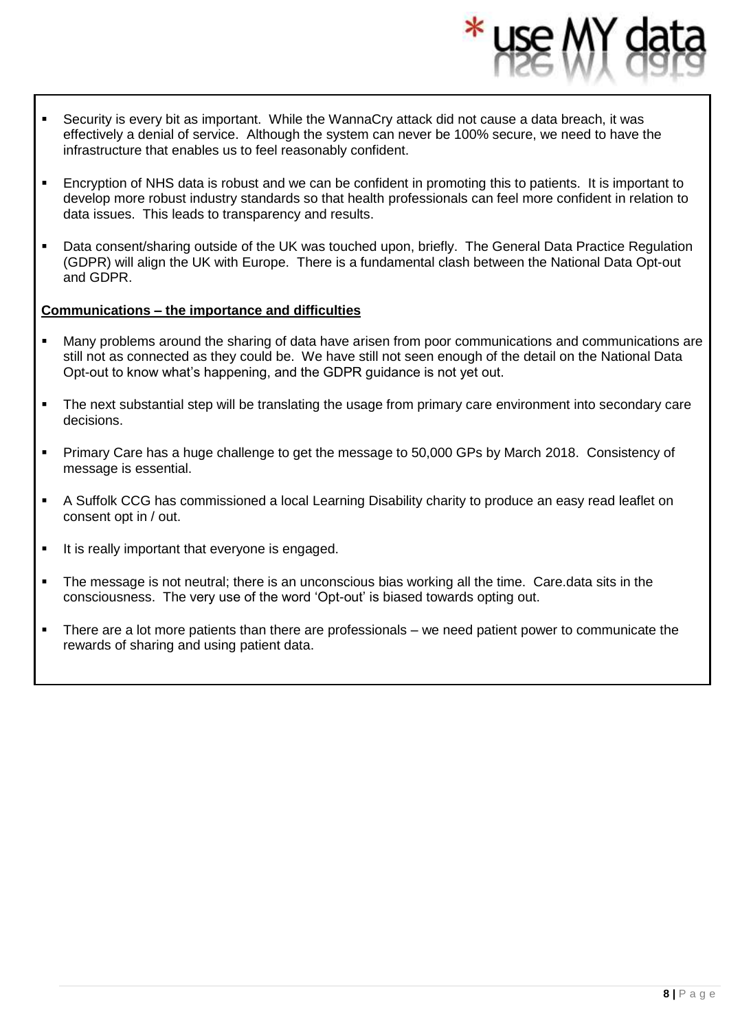- Security is every bit as important. While the WannaCry attack did not cause a data breach, it was effectively a denial of service. Although the system can never be 100% secure, we need to have the infrastructure that enables us to feel reasonably confident.
- Encryption of NHS data is robust and we can be confident in promoting this to patients. It is important to develop more robust industry standards so that health professionals can feel more confident in relation to data issues. This leads to transparency and results.
- Data consent/sharing outside of the UK was touched upon, briefly. The General Data Practice Regulation (GDPR) will align the UK with Europe. There is a fundamental clash between the National Data Opt-out and GDPR.

**Communications – the importance and difficulties**

- Many problems around the sharing of data have arisen from poor communications and communications are still not as connected as they could be. We have still not seen enough of the detail on the National Data Opt-out to know what's happening, and the GDPR guidance is not yet out.
- The next substantial step will be translating the usage from primary care environment into secondary care decisions.
- Primary Care has a huge challenge to get the message to 50,000 GPs by March 2018. Consistency of message is essential.
- A Suffolk CCG has commissioned a local Learning Disability charity to produce an easy read leaflet on consent opt in / out.
- It is really important that everyone is engaged.
- The message is not neutral; there is an unconscious bias working all the time. Care.data sits in the consciousness. The very use of the word 'Opt-out' is biased towards opting out.
- There are a lot more patients than there are professionals – we need patient power to communicate the rewards of sharing and using patient data.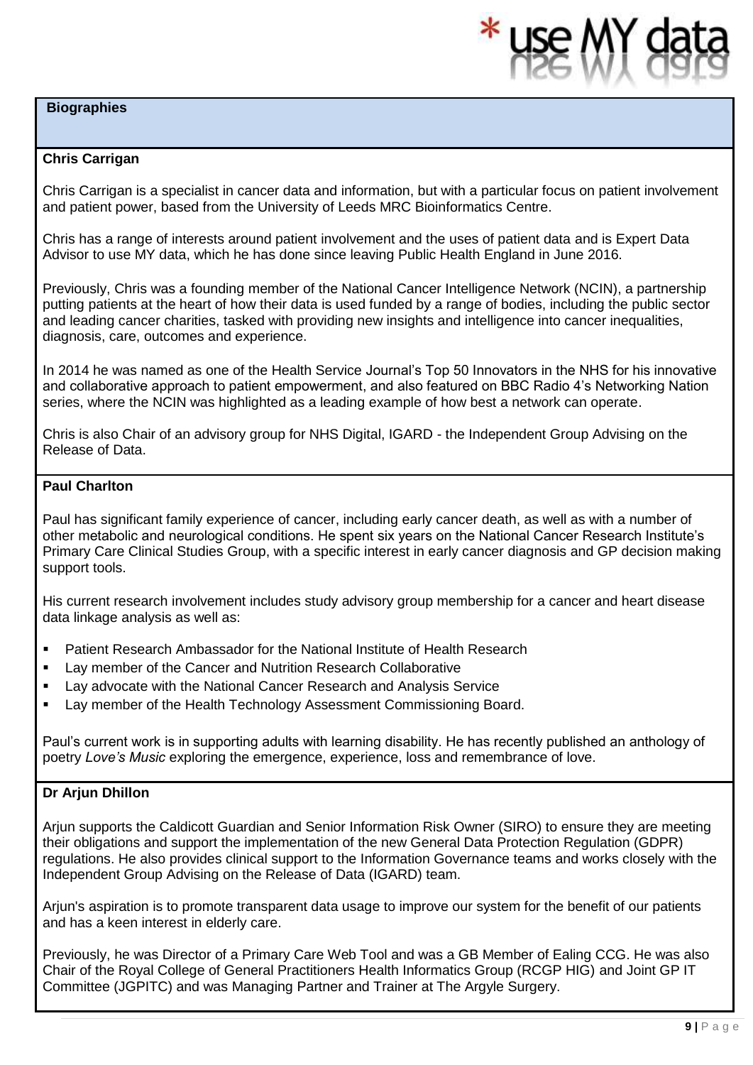## Biographies

### Chris Carrigan

Chris Carrigan is a specialist in cancer data and information, but with a particular focus on patient involvement and patient power, based from the University of Leeds MRC Bioinformatics Centre.

Chris has a range of interests around patient involvement and the uses of patient data and is Expert Data Advisor to use MY data, which he has done since leaving Public Health England in June 2016.

Previously, Chris was a founding member of the National Cancer Intelligence Network (NCIN), a partnership putting patients at the heart of how their data is used funded by a range of bodies, including the public sector and leading cancer charities, tasked with providing new insights and intelligence into cancer inequalities, diagnosis, care, outcomes and experience.

In 2014 he was named as one of the Health Service Journal's Top 50 Innovators in the NHS for his innovative and collaborative approach to patient empowerment, and also featured on BBC Radio 4's Networking Nation series, where the NCIN was highlighted as a leading example of how best a network can operate.

Chris is also Chair of an advisory group for NHS Digital, IGARD - the Independent Group Advising on the Release of Data.

### Paul Charlton

Paul has significant family experience of cancer, including early cancer death, as well as with a number of other metabolic and neurological conditions. He spent six years on the National Cancer Research Institute's Primary Care Clinical Studies Group, with a specific interest in early cancer diagnosis and GP decision making support tools.

His current research involvement includes study advisory group membership for a cancer and heart disease data linkage analysis as well as:

- Patient Research Ambassador for the National Institute of Health Research
- Lay member of the Cancer and Nutrition Research Collaborative
- Lay advocate with the National Cancer Research and Analysis Service
- Lay member of the Health Technology Assessment Commissioning Board.

Paul's current work is in supporting adults with learning disability. He has recently published an anthology of poetry *Love's Music* exploring the emergence, experience, loss and remembrance of love.

### Dr Arjun Dhillon

Arjun supports the Caldicott Guardian and Senior Information Risk Owner (SIRO) to ensure they are meeting their obligations and support the implementation of the new General Data Protection Regulation (GDPR) regulations. He also provides clinical support to the Information Governance teams and works closely with the Independent Group Advising on the Release of Data (IGARD) team.

Arjun's aspiration is to promote transparent data usage to improve our system for the benefit of our patients and has a keen interest in elderly care.

Previously, he was Director of a Primary Care Web Tool and was a GB Member of Ealing CCG. He was also Chair of the Royal College of General Practitioners Health Informatics Group (RCGP HIG) and Joint GP IT Committee (JGPITC) and was Managing Partner and Trainer at The Argyle Surgery.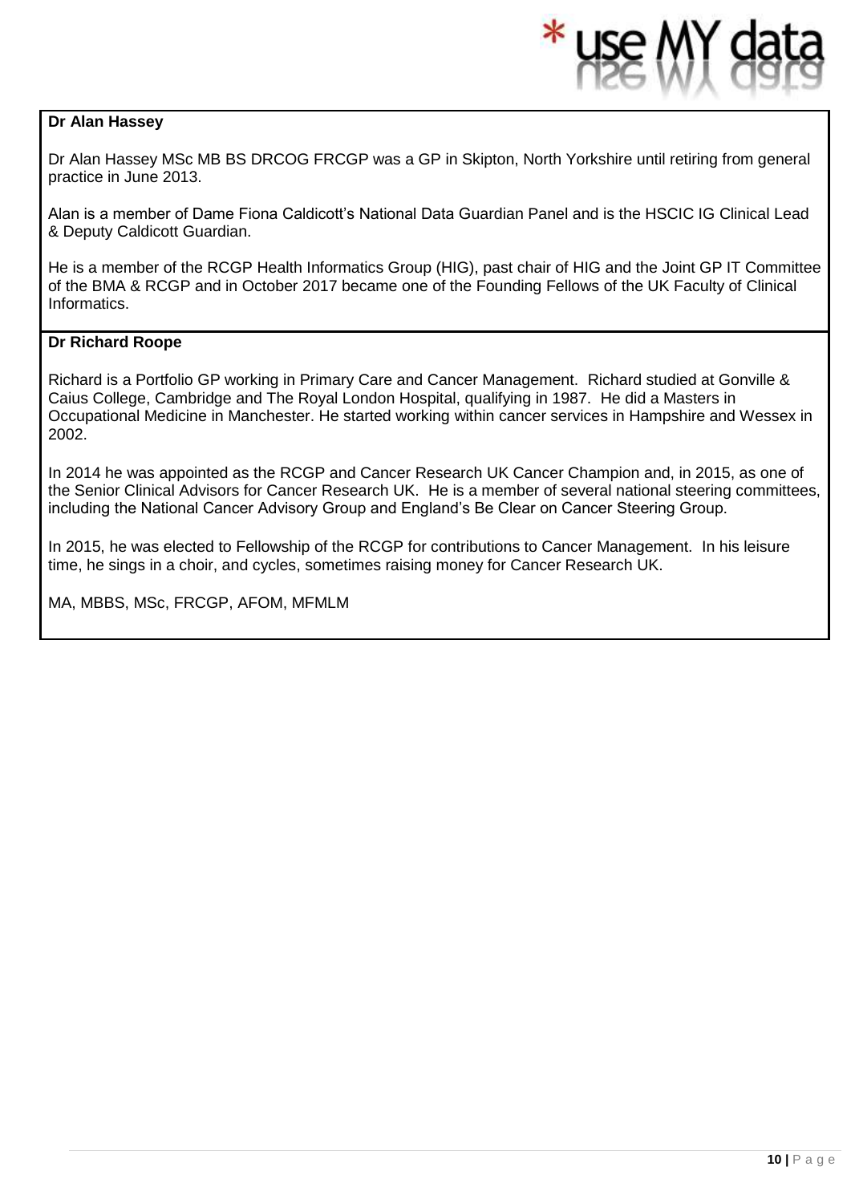**Dr Alan Hassey**

Dr Alan Hassey MSc MB BS DRCOG FRCGP was a GP in Skipton, North Yorkshire until retiring from general practice in June 2013.

Alan is a member of Dame Fiona Caldicott's National Data Guardian Panel and is the HSCIC IG Clinical Lead & Deputy Caldicott Guardian.

He is a member of the RCGP Health Informatics Group (HIG), past chair of HIG and the Joint GP IT Committee of the BMA & RCGP and in October 2017 became one of the Founding Fellows of the UK Faculty of Clinical Informatics.

**Dr Richard Roope**

Richard is a Portfolio GP working in Primary Care and Cancer Management. Richard studied at Gonville & Caius College, Cambridge and The Royal London Hospital, qualifying in 1987. He did a Masters in Occupational Medicine in Manchester. He started working within cancer services in Hampshire and Wessex in 2002.

In 2014 he was appointed as the RCGP and Cancer Research UK Cancer Champion and, in 2015, as one of the Senior Clinical Advisors for Cancer Research UK. He is a member of several national steering committees, including the National Cancer Advisory Group and England's Be Clear on Cancer Steering Group.

In 2015, he was elected to Fellowship of the RCGP for contributions to Cancer Management. In his leisure time, he sings in a choir, and cycles, sometimes raising money for Cancer Research UK.

MA, MBBS, MSc, FRCGP, AFOM, MFMLM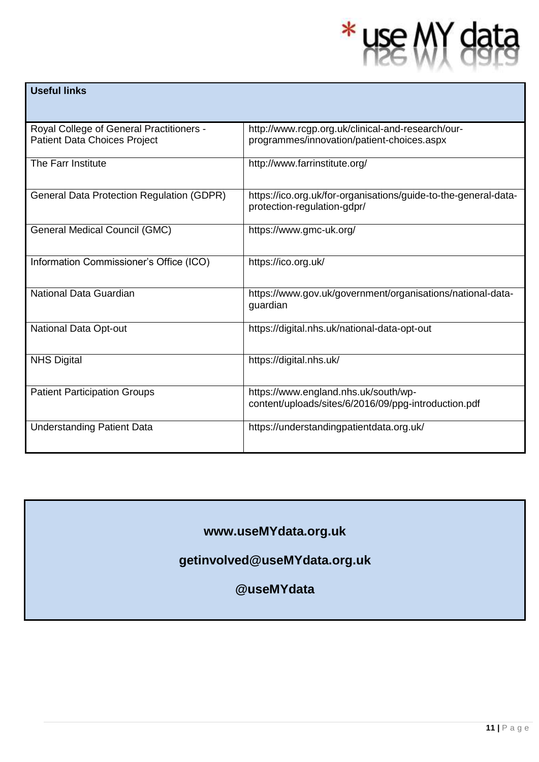| Useful links | |
|---|---|
| Royal College of General Practitioners - Patient Data Choices Project | http://www.rcgp.org.uk/clinical-and-research/our-programmes/innovation/patient-choices.aspx |
| The Farr Institute | http://www.farrinstitute.org/ |
| General Data Protection Regulation (GDPR) | https://ico.org.uk/for-organisations/guide-to-the-general-data-protection-regulation-gdpr/ |
| General Medical Council (GMC) | https://www.gmc-uk.org/ |
| Information Commissioner's Office (ICO) | https://ico.org.uk/ |
| National Data Guardian | https://www.gov.uk/government/organisations/national-data-guardian |
| National Data Opt-out | https://digital.nhs.uk/national-data-opt-out |
| NHS Digital | https://digital.nhs.uk/ |
| Patient Participation Groups | https://www.england.nhs.uk/south/wp-content/uploads/sites/6/2016/09/ppg-introduction.pdf |
| Understanding Patient Data | https://understandingpatientdata.org.uk/ |

**www.useMYdata.org.uk**

**getinvolved@useMYdata.org.uk**

**@useMYdata**